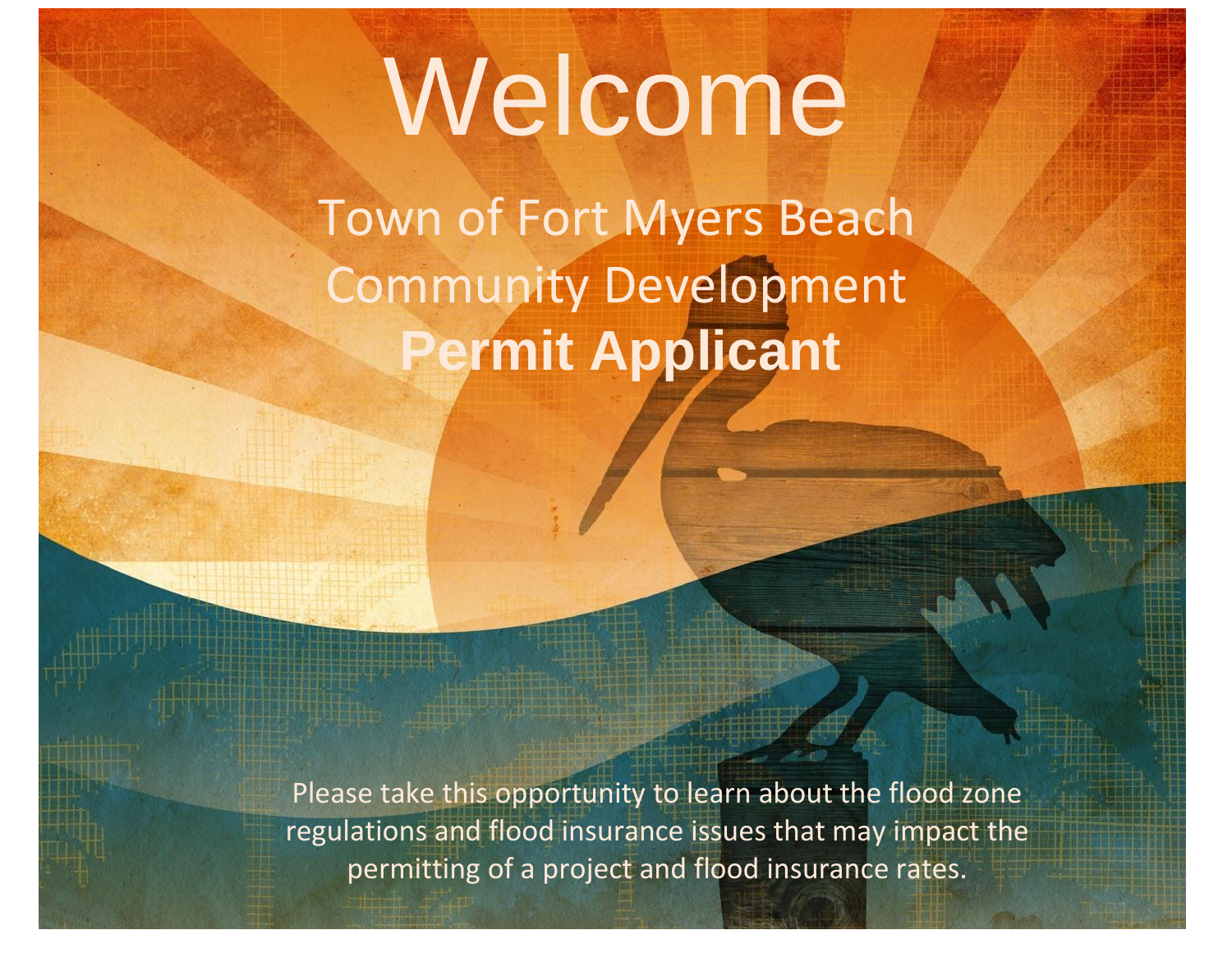# Welcome

## Town of Fort Myers Beach Community Development

## **Permit Applicant**

Please take this opportunity to learn about the flood zone regulations and flood insurance issues that may impact the permitting of a project and flood insurance rates.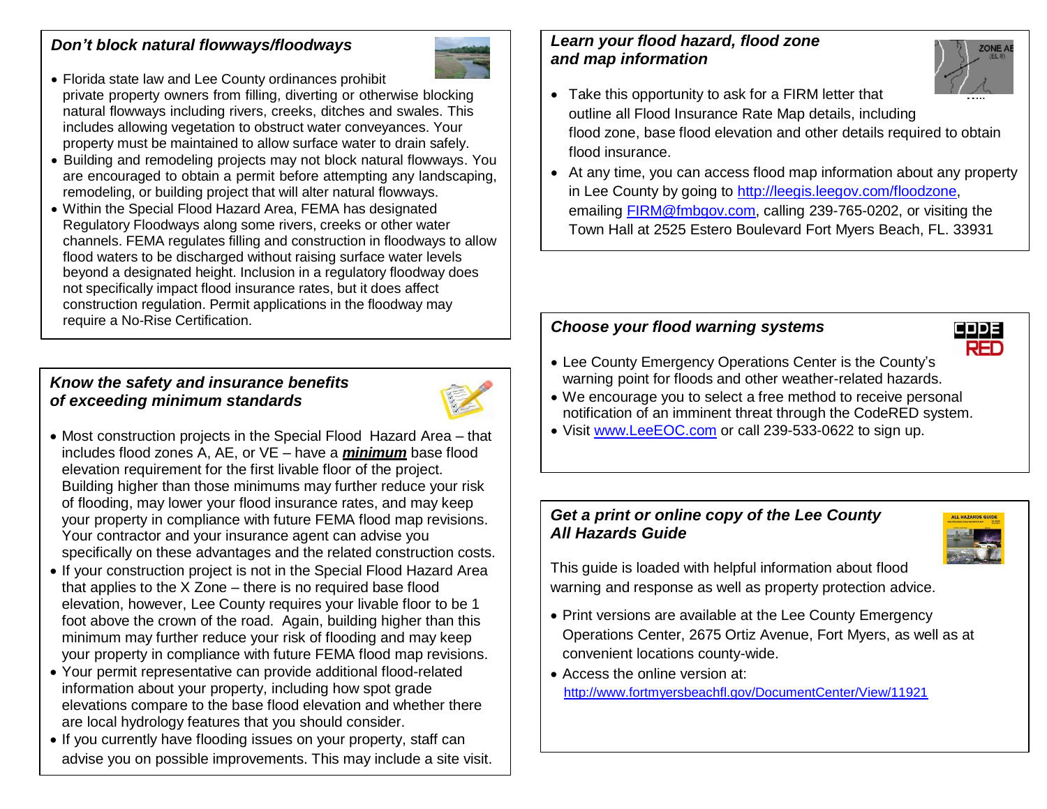### *Don't block natural flowways/floodways*

- Florida state law and Lee County ordinances prohibit private property owners from filling, diverting or otherwise blocking natural flowways including rivers, creeks, ditches and swales. This includes allowing vegetation to obstruct water conveyances. Your property must be maintained to allow surface water to drain safely.
- Building and remodeling projects may not block natural flowways. You are encouraged to obtain a permit before attempting any landscaping, remodeling, or building project that will alter natural flowways.
- Within the Special Flood Hazard Area, FEMA has designated Regulatory Floodways along some rivers, creeks or other water channels. FEMA regulates filling and construction in floodways to allow flood waters to be discharged without raising surface water levels beyond a designated height. Inclusion in a regulatory floodway does not specifically impact flood insurance rates, but it does affect construction regulation. Permit applications in the floodway may require a No-Rise Certification.

### *Know the safety and insurance benefits of exceeding minimum standards*

- Most construction projects in the Special Flood Hazard Area – that includes flood zones A, AE, or VE – have a ***minimum*** base flood elevation requirement for the first livable floor of the project. Building higher than those minimums may further reduce your risk of flooding, may lower your flood insurance rates, and may keep your property in compliance with future FEMA flood map revisions. Your contractor and your insurance agent can advise you specifically on these advantages and the related construction costs.
- If your construction project is not in the Special Flood Hazard Area that applies to the X Zone – there is no required base flood elevation, however, Lee County requires your livable floor to be 1 foot above the crown of the road. Again, building higher than this minimum may further reduce your risk of flooding and may keep your property in compliance with future FEMA flood map revisions.
- Your permit representative can provide additional flood-related information about your property, including how spot grade elevations compare to the base flood elevation and whether there are local hydrology features that you should consider.
- If you currently have flooding issues on your property, staff can advise you on possible improvements. This may include a site visit.

### *Learn your flood hazard, flood zone and map information*

- Take this opportunity to ask for a FIRM letter that outline all Flood Insurance Rate Map details, including flood zone, base flood elevation and other details required to obtain flood insurance.
- At any time, you can access flood map information about any property in Lee County by going to http://leegis.leegov.com/floodzone, emailing FIRM@fmbgov.com, calling 239-765-0202, or visiting the Town Hall at 2525 Estero Boulevard Fort Myers Beach, FL. 33931

### *Choose your flood warning systems*

- Lee County Emergency Operations Center is the County's warning point for floods and other weather-related hazards.
- We encourage you to select a free method to receive personal notification of an imminent threat through the CodeRED system.
- Visit www.LeeEOC.com or call 239-533-0622 to sign up.

### *Get a print or online copy of the Lee County All Hazards Guide*

This guide is loaded with helpful information about flood warning and response as well as property protection advice.

- Print versions are available at the Lee County Emergency Operations Center, 2675 Ortiz Avenue, Fort Myers, as well as at convenient locations county-wide.
- Access the online version at: http://www.fortmyersbeachfl.gov/DocumentCenter/View/11921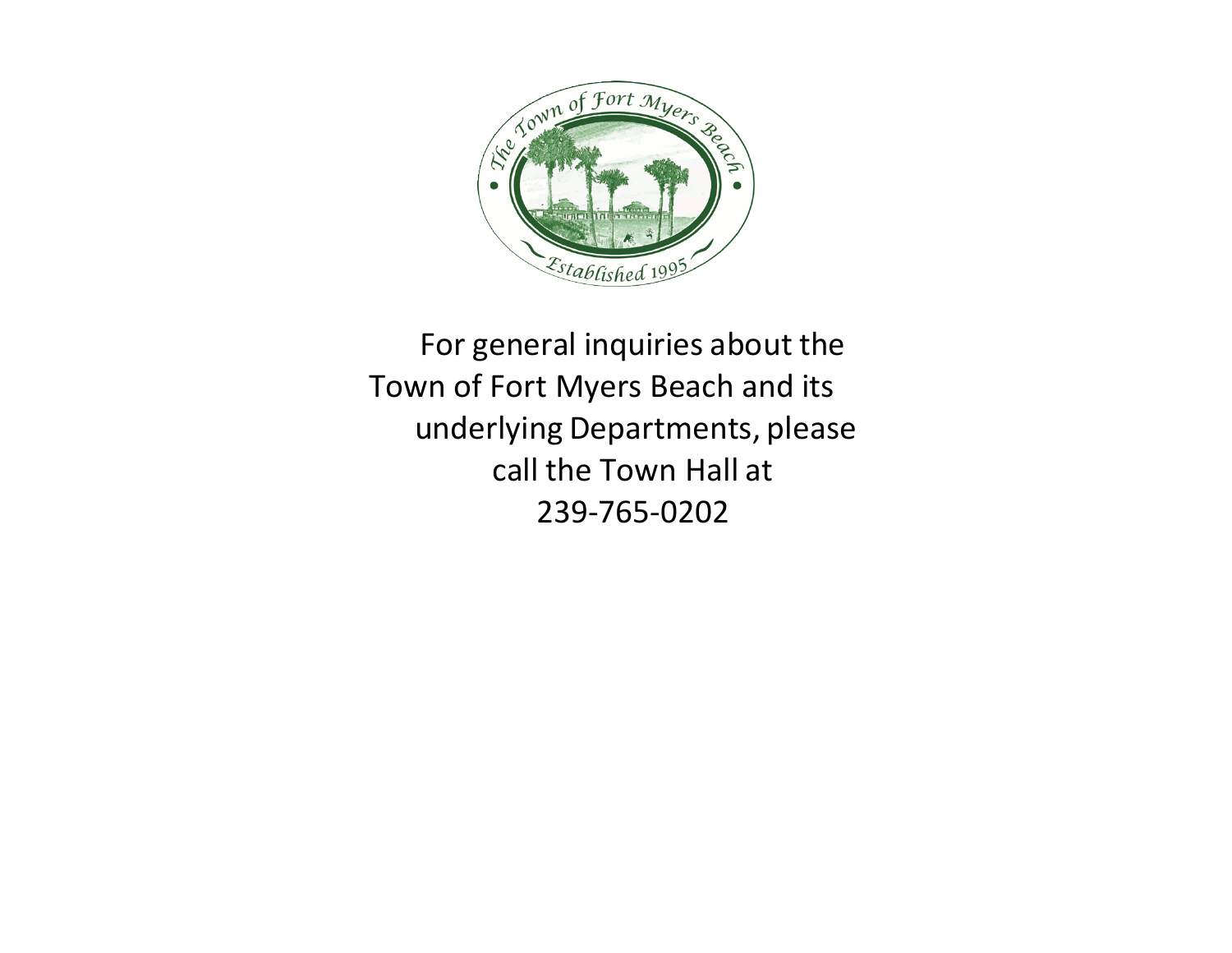For general inquiries about the Town of Fort Myers Beach and its underlying Departments, please call the Town Hall at 239-765-0202